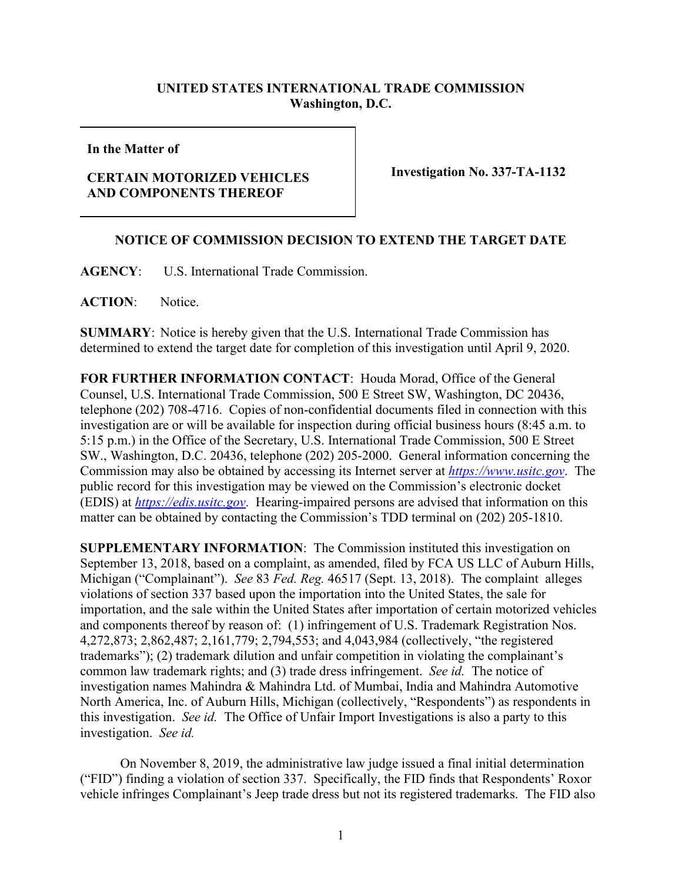**UNITED STATES INTERNATIONAL TRADE COMMISSION**
**Washington, D.C.**

| **In the Matter of**<br><br>**CERTAIN MOTORIZED VEHICLES AND COMPONENTS THEREOF** | **Investigation No. 337-TA-1132** |
|---|---|

## NOTICE OF COMMISSION DECISION TO EXTEND THE TARGET DATE

**AGENCY**: U.S. International Trade Commission.

**ACTION**: Notice.

**SUMMARY**: Notice is hereby given that the U.S. International Trade Commission has determined to extend the target date for completion of this investigation until April 9, 2020.

**FOR FURTHER INFORMATION CONTACT**: Houda Morad, Office of the General Counsel, U.S. International Trade Commission, 500 E Street SW, Washington, DC 20436, telephone (202) 708-4716. Copies of non-confidential documents filed in connection with this investigation are or will be available for inspection during official business hours (8:45 a.m. to 5:15 p.m.) in the Office of the Secretary, U.S. International Trade Commission, 500 E Street SW., Washington, D.C. 20436, telephone (202) 205-2000. General information concerning the Commission may also be obtained by accessing its Internet server at *https://www.usitc.gov*. The public record for this investigation may be viewed on the Commission's electronic docket (EDIS) at *https://edis.usitc.gov*. Hearing-impaired persons are advised that information on this matter can be obtained by contacting the Commission's TDD terminal on (202) 205-1810.

**SUPPLEMENTARY INFORMATION**: The Commission instituted this investigation on September 13, 2018, based on a complaint, as amended, filed by FCA US LLC of Auburn Hills, Michigan ("Complainant"). *See* 83 *Fed. Reg.* 46517 (Sept. 13, 2018). The complaint alleges violations of section 337 based upon the importation into the United States, the sale for importation, and the sale within the United States after importation of certain motorized vehicles and components thereof by reason of: (1) infringement of U.S. Trademark Registration Nos. 4,272,873; 2,862,487; 2,161,779; 2,794,553; and 4,043,984 (collectively, "the registered trademarks"); (2) trademark dilution and unfair competition in violating the complainant's common law trademark rights; and (3) trade dress infringement. *See id.* The notice of investigation names Mahindra & Mahindra Ltd. of Mumbai, India and Mahindra Automotive North America, Inc. of Auburn Hills, Michigan (collectively, "Respondents") as respondents in this investigation. *See id.* The Office of Unfair Import Investigations is also a party to this investigation. *See id.*

On November 8, 2019, the administrative law judge issued a final initial determination ("FID") finding a violation of section 337. Specifically, the FID finds that Respondents' Roxor vehicle infringes Complainant's Jeep trade dress but not its registered trademarks. The FID also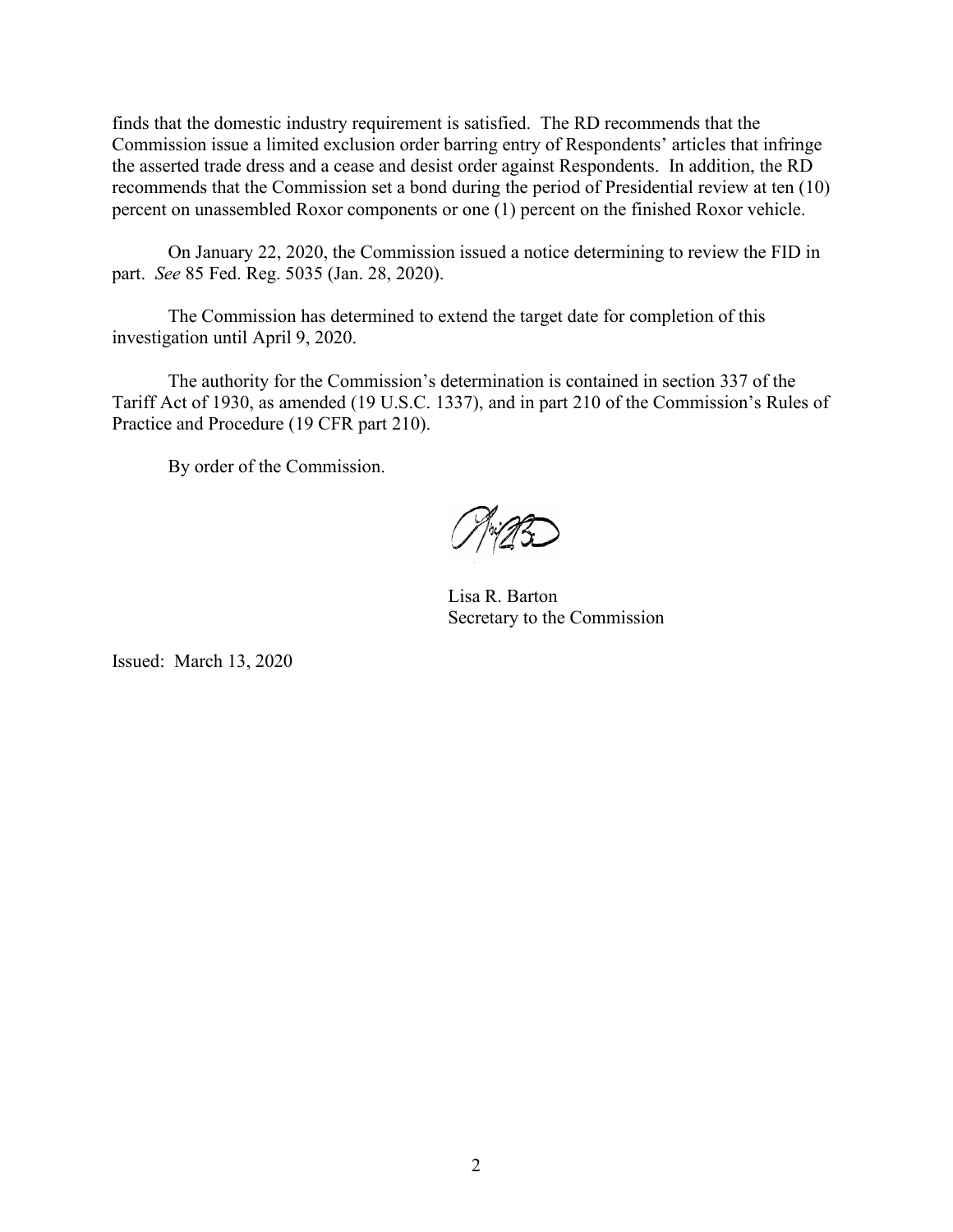finds that the domestic industry requirement is satisfied. The RD recommends that the Commission issue a limited exclusion order barring entry of Respondents' articles that infringe the asserted trade dress and a cease and desist order against Respondents. In addition, the RD recommends that the Commission set a bond during the period of Presidential review at ten (10) percent on unassembled Roxor components or one (1) percent on the finished Roxor vehicle.

On January 22, 2020, the Commission issued a notice determining to review the FID in part. *See* 85 Fed. Reg. 5035 (Jan. 28, 2020).

The Commission has determined to extend the target date for completion of this investigation until April 9, 2020.

The authority for the Commission's determination is contained in section 337 of the Tariff Act of 1930, as amended (19 U.S.C. 1337), and in part 210 of the Commission's Rules of Practice and Procedure (19 CFR part 210).

By order of the Commission.

Lisa R. Barton
Secretary to the Commission

Issued: March 13, 2020